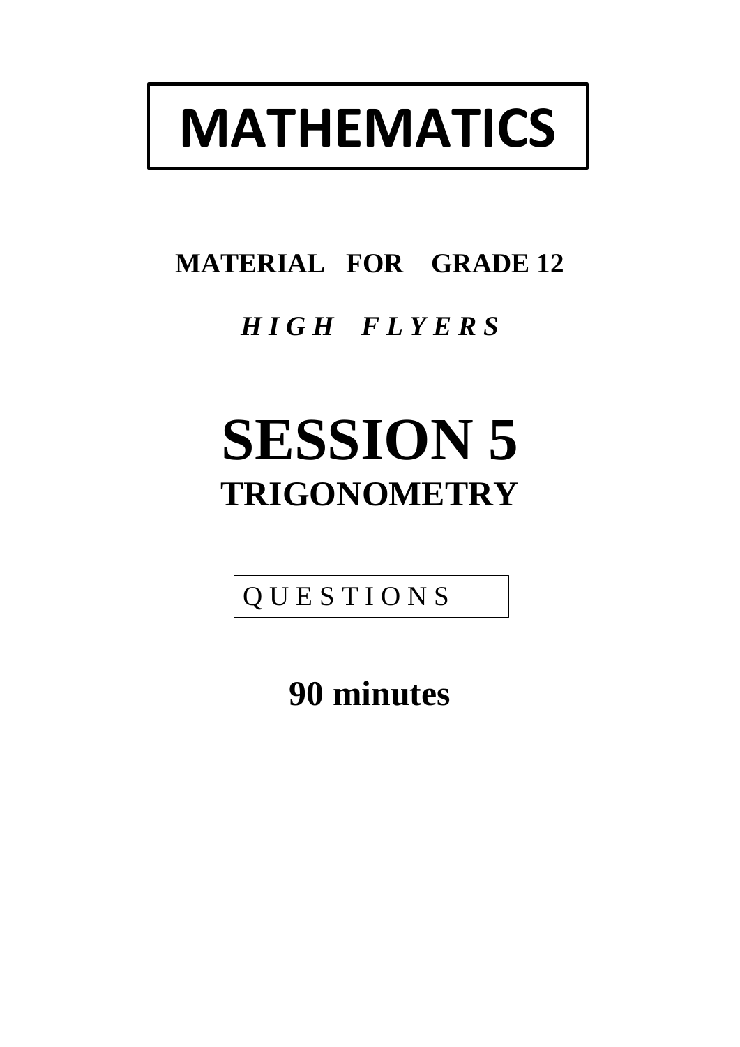# MATHEMATICS

**MATERIAL FOR GRADE 12**

***H I G H F L Y E R S***

# SESSION 5

## TRIGONOMETRY

Q U E S T I O N S

**90 minutes**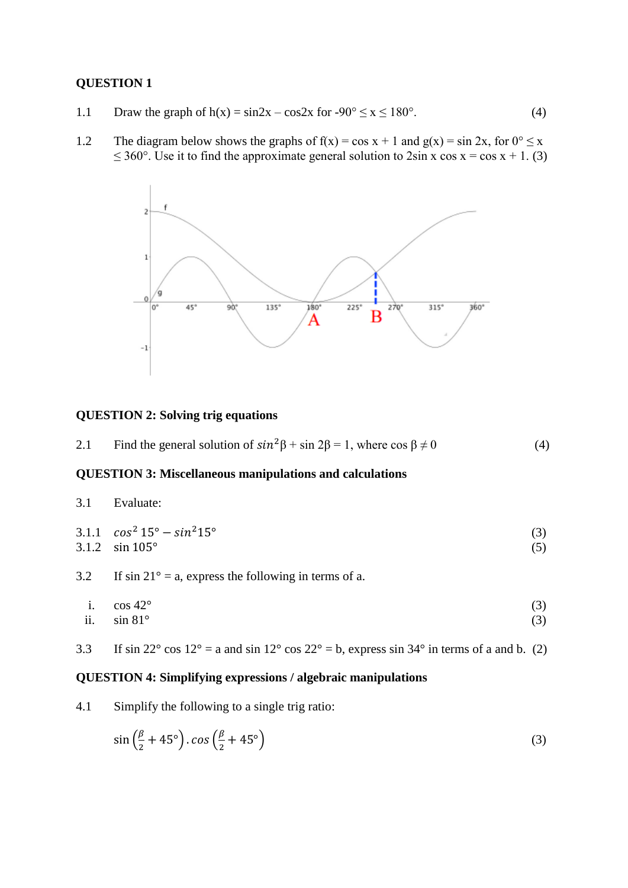**QUESTION 1**

1.1 Draw the graph of h(x) = sin2x – cos2x for $-90° \leq x \leq 180°$. (4)

1.2 The diagram below shows the graphs of f(x) = cos x + 1 and g(x) = sin 2x, for $0° \leq x \leq 360°$. Use it to find the approximate general solution to 2sin x cos x = cos x + 1. (3)

**QUESTION 2: Solving trig equations**

2.1 Find the general solution of $sin^2\beta + \sin 2\beta = 1$, where $\cos \beta \neq 0$ (4)

**QUESTION 3: Miscellaneous manipulations and calculations**

3.1 Evaluate:

3.1.1 $cos^2\, 15° - sin^2 15°$ (3)

3.1.2 sin 105° (5)

3.2 If sin 21° = a, express the following in terms of a.

i. cos 42° (3)

ii. sin 81° (3)

3.3 If sin 22° cos 12° = a and sin 12° cos 22° = b, express sin 34° in terms of a and b. (2)

**QUESTION 4: Simplifying expressions / algebraic manipulations**

4.1 Simplify the following to a single trig ratio:

$$\sin\left(\frac{\beta}{2} + 45°\right).cos\left(\frac{\beta}{2} + 45°\right)$$ (3)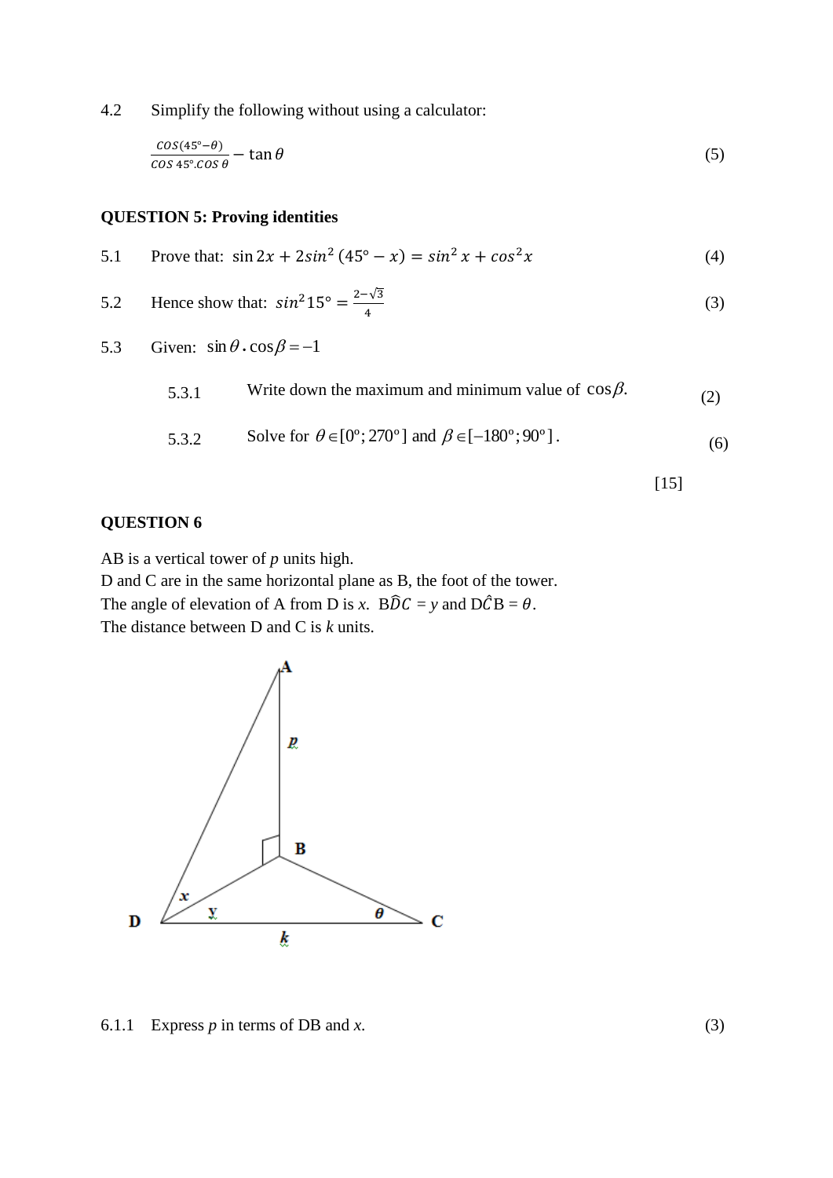4.2 Simplify the following without using a calculator:

$$\frac{COS(45° - \theta)}{COS\ 45°.COS\ \theta} - \tan\theta \qquad (5)$$

**QUESTION 5: Proving identities**

5.1 Prove that: $\sin 2x + 2sin^2(45° - x) = sin^2 x + cos^2 x$ (4)

5.2 Hence show that: $sin^2 15° = \frac{2-\sqrt{3}}{4}$ (3)

5.3 Given: $\sin\theta \cdot \cos\beta = -1$

5.3.1 Write down the maximum and minimum value of $\cos\beta$. (2)

5.3.2 Solve for $\theta \in [0°; 270°]$ and $\beta \in [-180°; 90°]$. (6)

[15]

**QUESTION 6**

AB is a vertical tower of *p* units high.
D and C are in the same horizontal plane as B, the foot of the tower.
The angle of elevation of A from D is *x*. $B\hat{D}C = y$ and $D\hat{C}B = \theta$.
The distance between D and C is *k* units.

6.1.1 Express *p* in terms of DB and *x*. (3)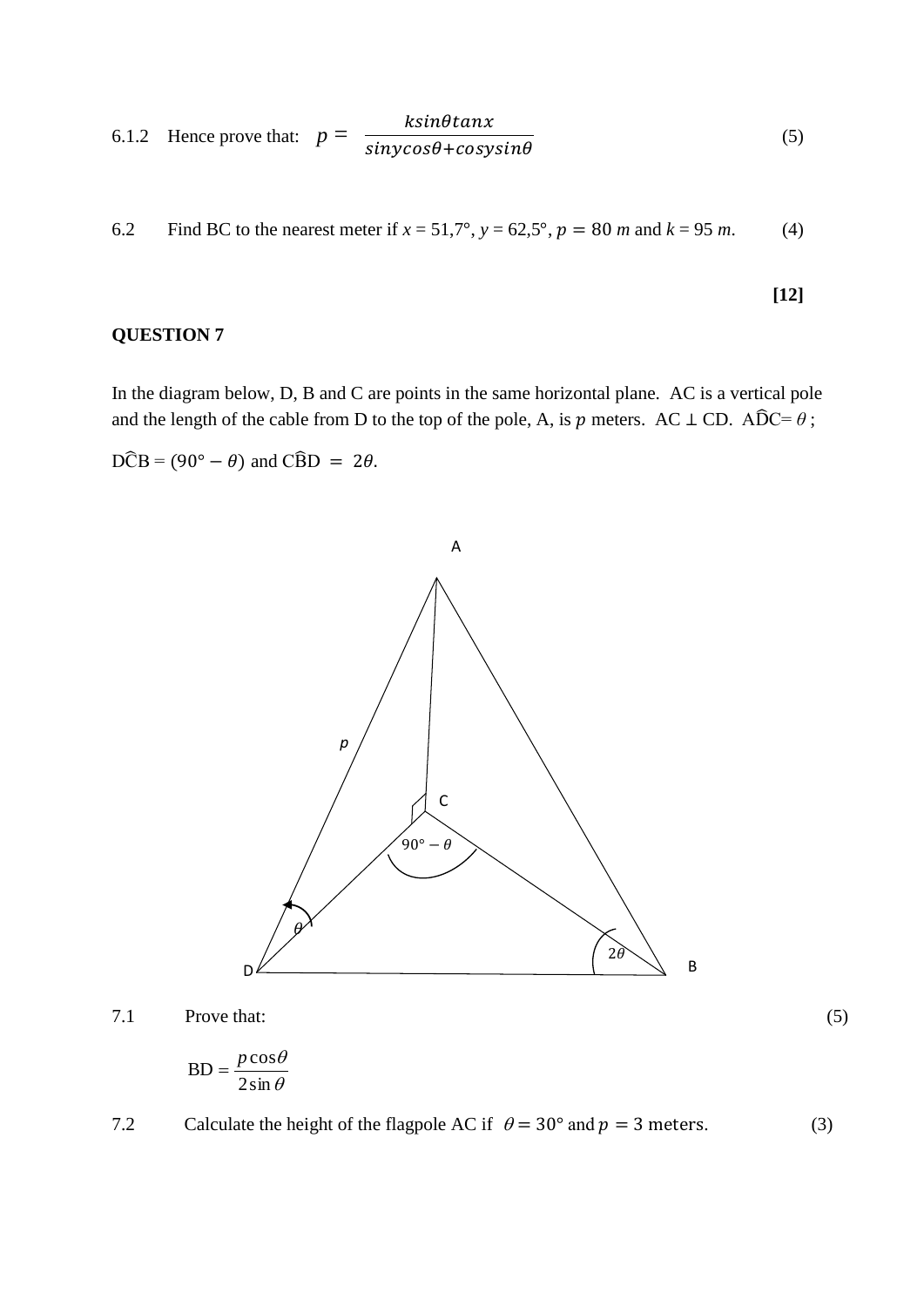6.1.2 Hence prove that: $p = \dfrac{k\sin\theta\tan x}{\sin y\cos\theta + \cos y\sin\theta}$ (5)

6.2 Find BC to the nearest meter if $x = 51{,}7°$, $y = 62{,}5°$, $p = 80\ m$ and $k = 95\ m$. (4)

**[12]**

**QUESTION 7**

In the diagram below, D, B and C are points in the same horizontal plane. AC is a vertical pole and the length of the cable from D to the top of the pole, A, is $p$ meters. AC $\perp$ CD. $A\hat{D}C = \theta$;

$D\hat{C}B = (90° - \theta)$ and $C\hat{B}D = 2\theta$.

7.1 Prove that: (5)

$$BD = \frac{p\cos\theta}{2\sin\theta}$$

7.2 Calculate the height of the flagpole AC if $\theta = 30°$ and $p = 3$ meters. (3)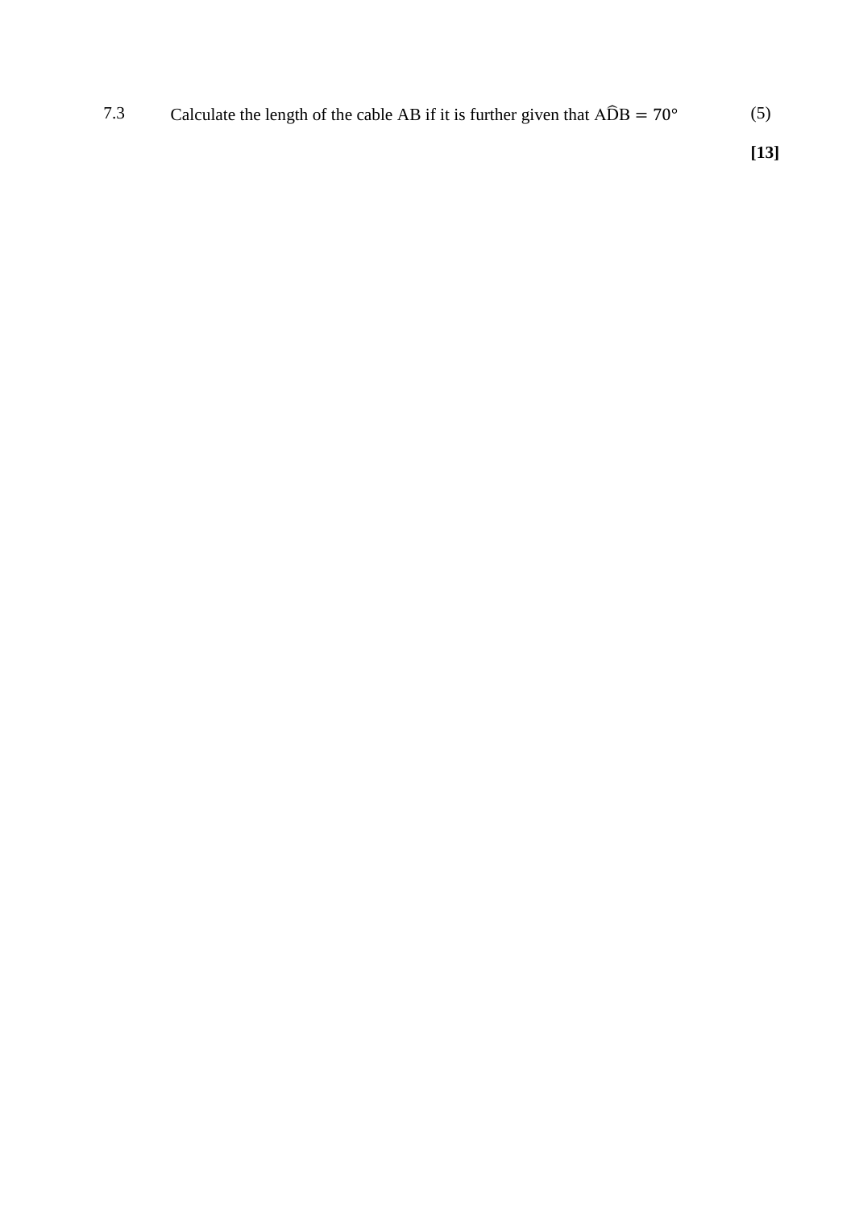7.3 Calculate the length of the cable AB if it is further given that $A\hat{D}B = 70°$ (5)

**[13]**